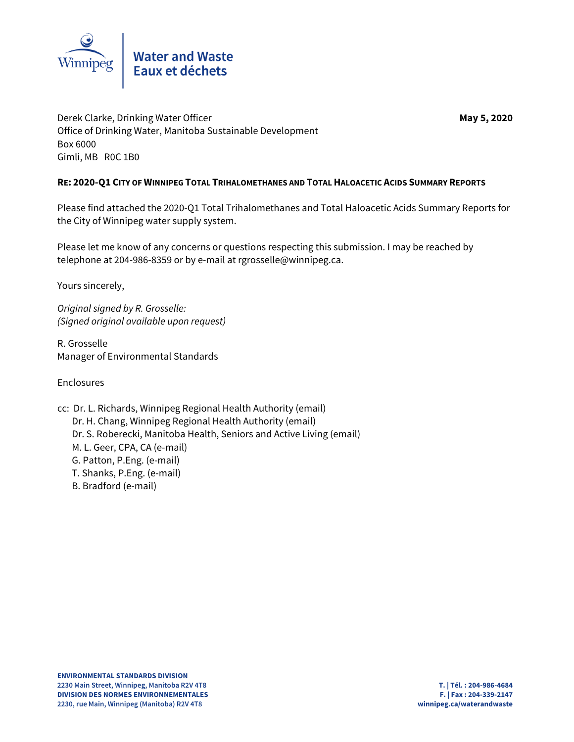Water and Waste
Eaux et déchets

Derek Clarke, Drinking Water Officer
Office of Drinking Water, Manitoba Sustainable Development
Box 6000
Gimli, MB R0C 1B0

**May 5, 2020**

**RE: 2020-Q1 CITY OF WINNIPEG TOTAL TRIHALOMETHANES AND TOTAL HALOACETIC ACIDS SUMMARY REPORTS**

Please find attached the 2020-Q1 Total Trihalomethanes and Total Haloacetic Acids Summary Reports for the City of Winnipeg water supply system.

Please let me know of any concerns or questions respecting this submission. I may be reached by telephone at 204-986-8359 or by e-mail at rgrosselle@winnipeg.ca.

Yours sincerely,

*Original signed by R. Grosselle:*
*(Signed original available upon request)*

R. Grosselle
Manager of Environmental Standards

Enclosures

cc: Dr. L. Richards, Winnipeg Regional Health Authority (email)
Dr. H. Chang, Winnipeg Regional Health Authority (email)
Dr. S. Roberecki, Manitoba Health, Seniors and Active Living (email)
M. L. Geer, CPA, CA (e-mail)
G. Patton, P.Eng. (e-mail)
T. Shanks, P.Eng. (e-mail)
B. Bradford (e-mail)

**ENVIRONMENTAL STANDARDS DIVISION**
**2230 Main Street, Winnipeg, Manitoba R2V 4T8**
**DIVISION DES NORMES ENVIRONNEMENTALES**
**2230, rue Main, Winnipeg (Manitoba) R2V 4T8**

**T. | Tél. : 204-986-4684**
**F. | Fax : 204-339-2147**
**winnipeg.ca/waterandwaste**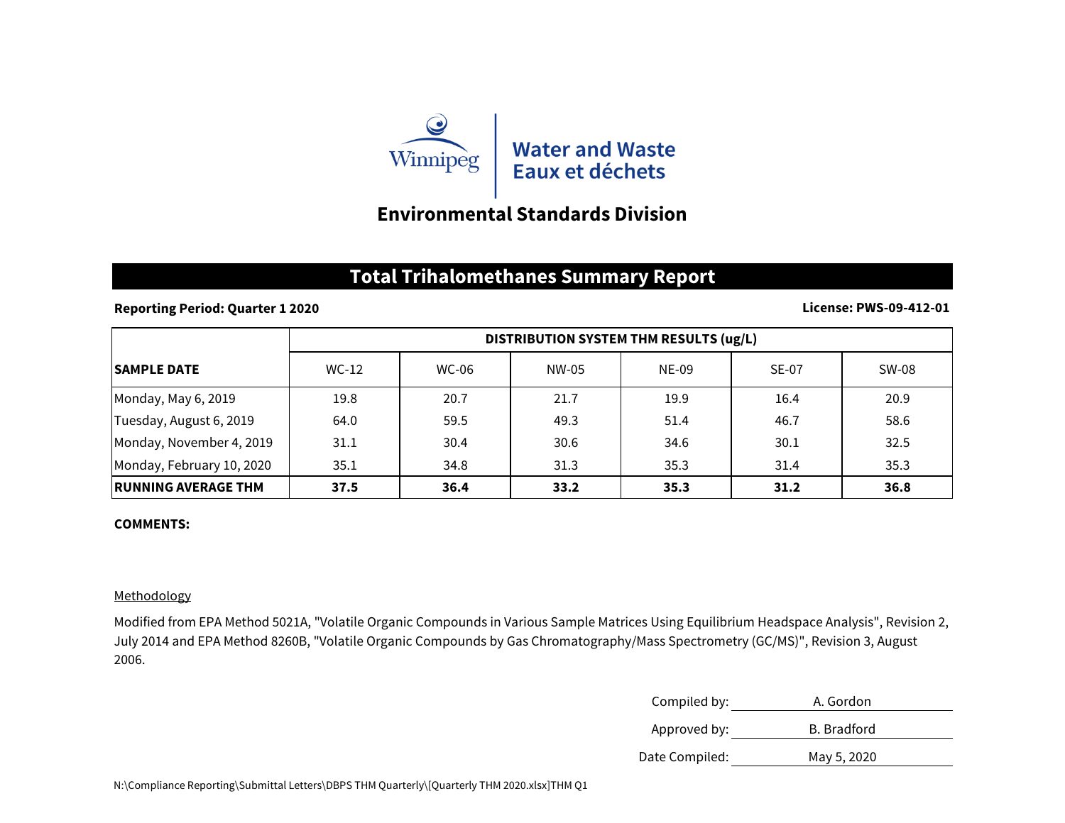Winnipeg

**Water and Waste**
**Eaux et déchets**

## Environmental Standards Division

# Total Trihalomethanes Summary Report

**Reporting Period: Quarter 1 2020** **License: PWS-09-412-01**

| SAMPLE DATE | DISTRIBUTION SYSTEM THM RESULTS (ug/L) | | | | | |
|---|---|---|---|---|---|---|
| | WC-12 | WC-06 | NW-05 | NE-09 | SE-07 | SW-08 |
| Monday, May 6, 2019 | 19.8 | 20.7 | 21.7 | 19.9 | 16.4 | 20.9 |
| Tuesday, August 6, 2019 | 64.0 | 59.5 | 49.3 | 51.4 | 46.7 | 58.6 |
| Monday, November 4, 2019 | 31.1 | 30.4 | 30.6 | 34.6 | 30.1 | 32.5 |
| Monday, February 10, 2020 | 35.1 | 34.8 | 31.3 | 35.3 | 31.4 | 35.3 |
| **RUNNING AVERAGE THM** | **37.5** | **36.4** | **33.2** | **35.3** | **31.2** | **36.8** |

**COMMENTS:**

Methodology

Modified from EPA Method 5021A, "Volatile Organic Compounds in Various Sample Matrices Using Equilibrium Headspace Analysis", Revision 2, July 2014 and EPA Method 8260B, "Volatile Organic Compounds by Gas Chromatography/Mass Spectrometry (GC/MS)", Revision 3, August 2006.

Compiled by: A. Gordon

Approved by: B. Bradford

Date Compiled: May 5, 2020

N:\Compliance Reporting\Submittal Letters\DBPS THM Quarterly\[Quarterly THM 2020.xlsx]THM Q1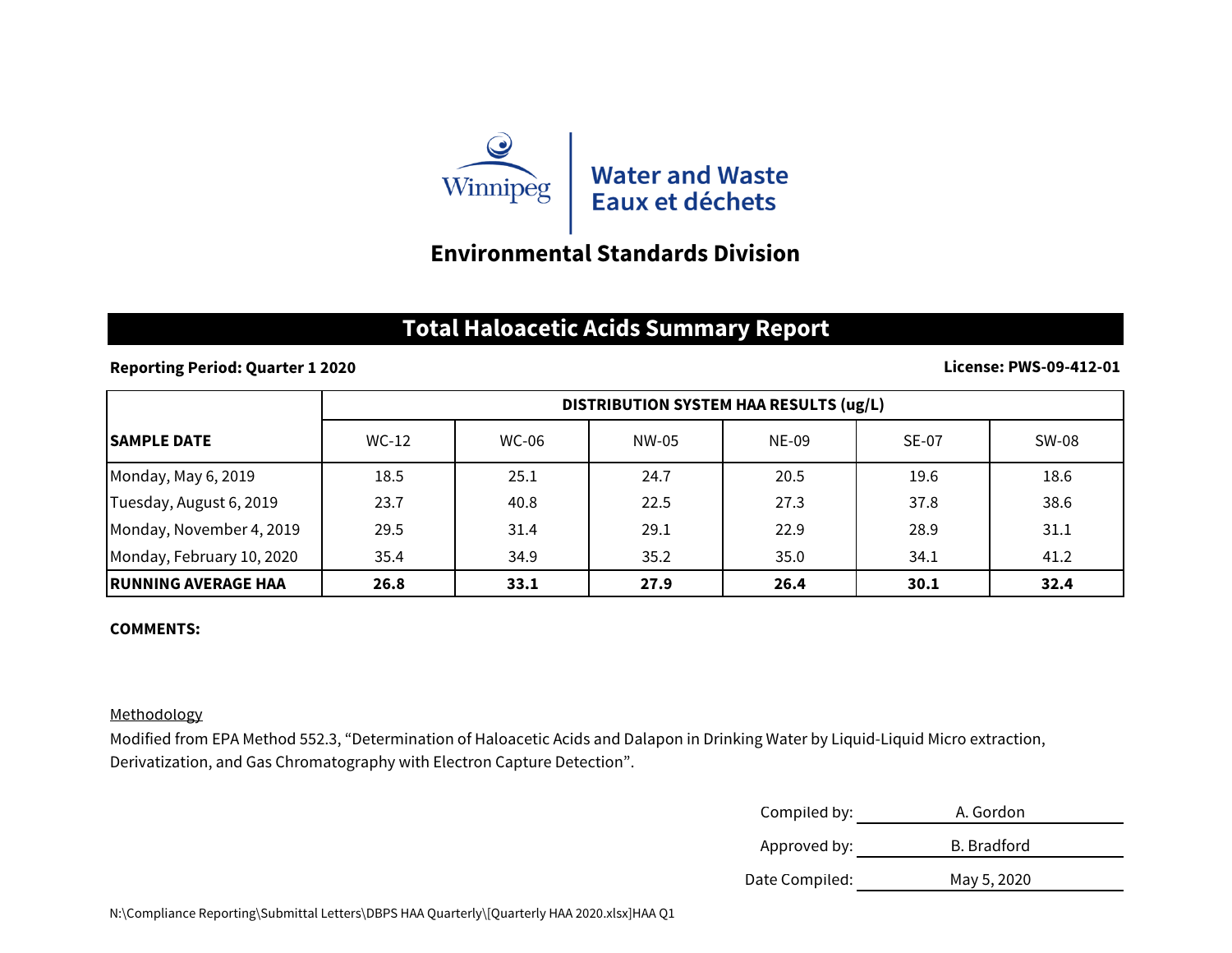Winnipeg

Water and Waste
Eaux et déchets

## Environmental Standards Division

# Total Haloacetic Acids Summary Report

**Reporting Period: Quarter 1 2020** **License: PWS-09-412-01**

| SAMPLE DATE | DISTRIBUTION SYSTEM HAA RESULTS (ug/L) | | | | | |
|---|---|---|---|---|---|---|
| | WC-12 | WC-06 | NW-05 | NE-09 | SE-07 | SW-08 |
| Monday, May 6, 2019 | 18.5 | 25.1 | 24.7 | 20.5 | 19.6 | 18.6 |
| Tuesday, August 6, 2019 | 23.7 | 40.8 | 22.5 | 27.3 | 37.8 | 38.6 |
| Monday, November 4, 2019 | 29.5 | 31.4 | 29.1 | 22.9 | 28.9 | 31.1 |
| Monday, February 10, 2020 | 35.4 | 34.9 | 35.2 | 35.0 | 34.1 | 41.2 |
| **RUNNING AVERAGE HAA** | **26.8** | **33.1** | **27.9** | **26.4** | **30.1** | **32.4** |

**COMMENTS:**

Methodology

Modified from EPA Method 552.3, “Determination of Haloacetic Acids and Dalapon in Drinking Water by Liquid-Liquid Micro extraction, Derivatization, and Gas Chromatography with Electron Capture Detection”.

Compiled by: A. Gordon

Approved by: B. Bradford

Date Compiled: May 5, 2020

N:\Compliance Reporting\Submittal Letters\DBPS HAA Quarterly\[Quarterly HAA 2020.xlsx]HAA Q1